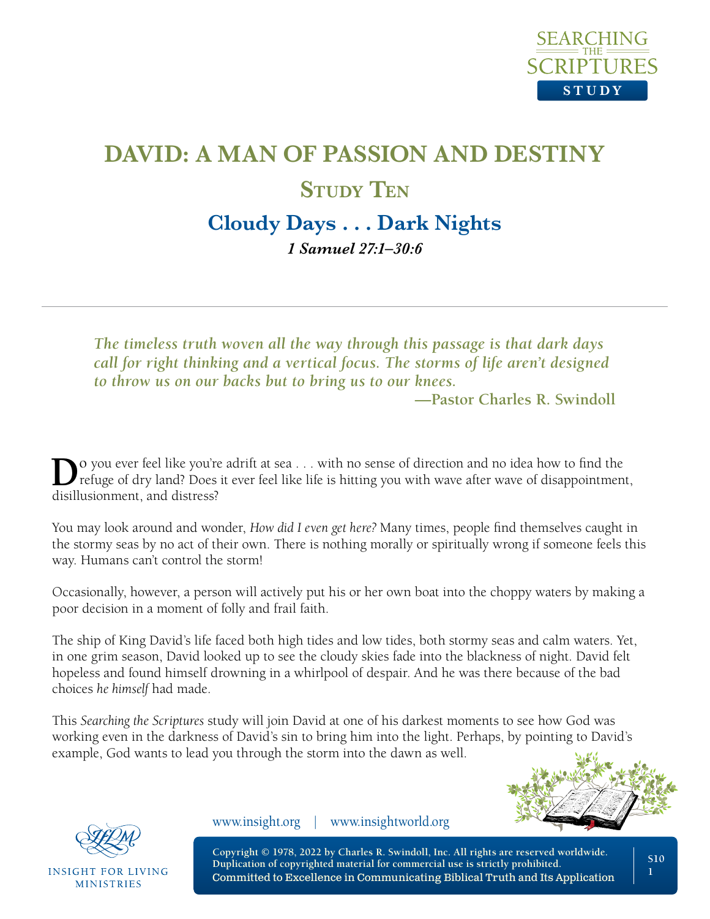# DAVID: A MAN OF PASSION AND DESTINY

## Study Ten

## Cloudy Days . . . Dark Nights

***1 Samuel 27:1–30:6***

---

> ***The timeless truth woven all the way through this passage is that dark days call for right thinking and a vertical focus. The storms of life aren't designed to throw us on our backs but to bring us to our knees.***
>
> **—Pastor Charles R. Swindoll**

Do you ever feel like you're adrift at sea . . . with no sense of direction and no idea how to find the refuge of dry land? Does it ever feel like life is hitting you with wave after wave of disappointment, disillusionment, and distress?

You may look around and wonder, *How did I even get here?* Many times, people find themselves caught in the stormy seas by no act of their own. There is nothing morally or spiritually wrong if someone feels this way. Humans can't control the storm!

Occasionally, however, a person will actively put his or her own boat into the choppy waters by making a poor decision in a moment of folly and frail faith.

The ship of King David's life faced both high tides and low tides, both stormy seas and calm waters. Yet, in one grim season, David looked up to see the cloudy skies fade into the blackness of night. David felt hopeless and found himself drowning in a whirlpool of despair. And he was there because of the bad choices *he himself* had made.

This *Searching the Scriptures* study will join David at one of his darkest moments to see how God was working even in the darkness of David's sin to bring him into the light. Perhaps, by pointing to David's example, God wants to lead you through the storm into the dawn as well.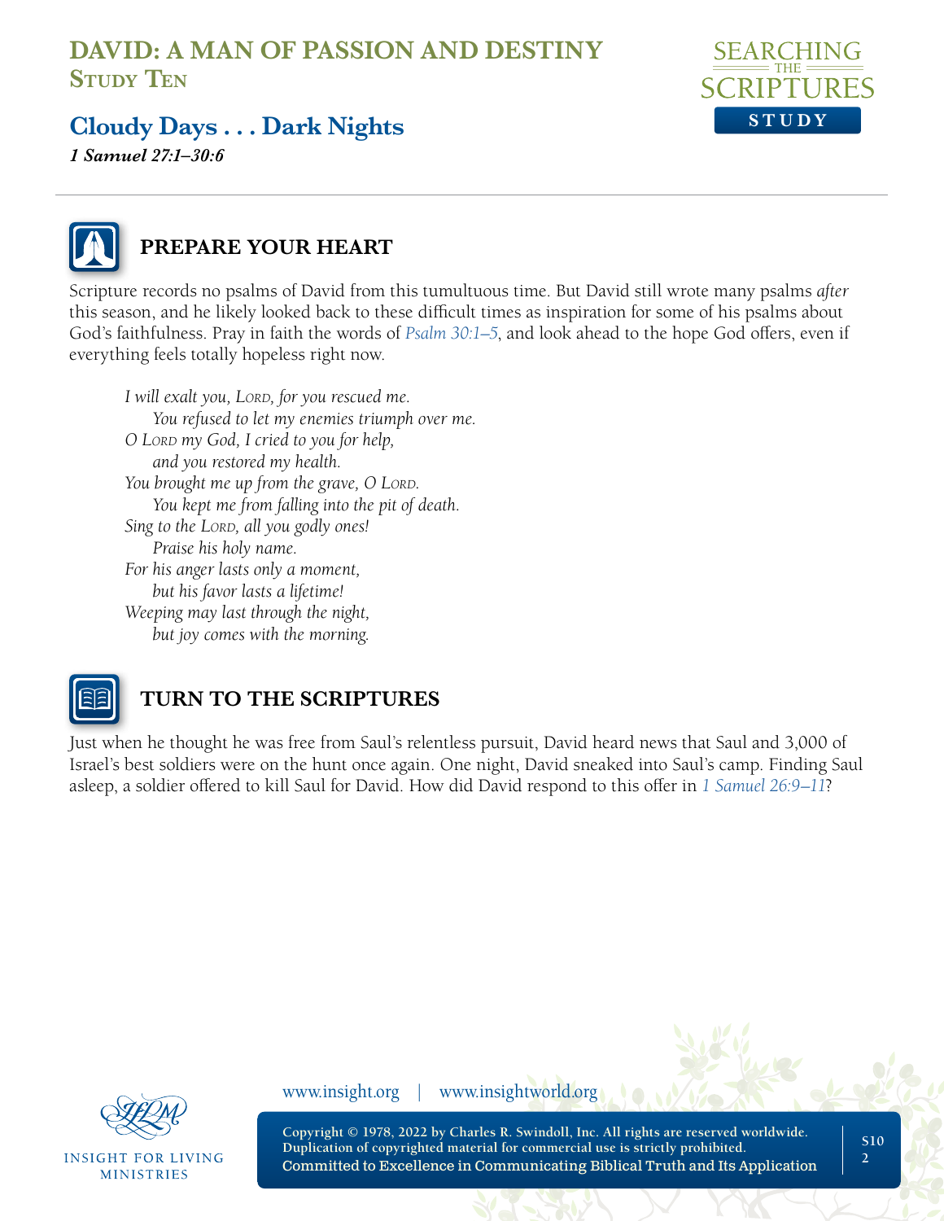# DAVID: A MAN OF PASSION AND DESTINY
## Study Ten

## Cloudy Days . . . Dark Nights
*1 Samuel 27:1–30:6*

### PREPARE YOUR HEART

Scripture records no psalms of David from this tumultuous time. But David still wrote many psalms *after* this season, and he likely looked back to these difficult times as inspiration for some of his psalms about God's faithfulness. Pray in faith the words of *Psalm 30:1–5*, and look ahead to the hope God offers, even if everything feels totally hopeless right now.

> *I will exalt you, Lord, for you rescued me.*
> *You refused to let my enemies triumph over me.*
> *O Lord my God, I cried to you for help,*
> *and you restored my health.*
> *You brought me up from the grave, O Lord.*
> *You kept me from falling into the pit of death.*
> *Sing to the Lord, all you godly ones!*
> *Praise his holy name.*
> *For his anger lasts only a moment,*
> *but his favor lasts a lifetime!*
> *Weeping may last through the night,*
> *but joy comes with the morning.*

### TURN TO THE SCRIPTURES

Just when he thought he was free from Saul's relentless pursuit, David heard news that Saul and 3,000 of Israel's best soldiers were on the hunt once again. One night, David sneaked into Saul's camp. Finding Saul asleep, a soldier offered to kill Saul for David. How did David respond to this offer in *1 Samuel 26:9–11*?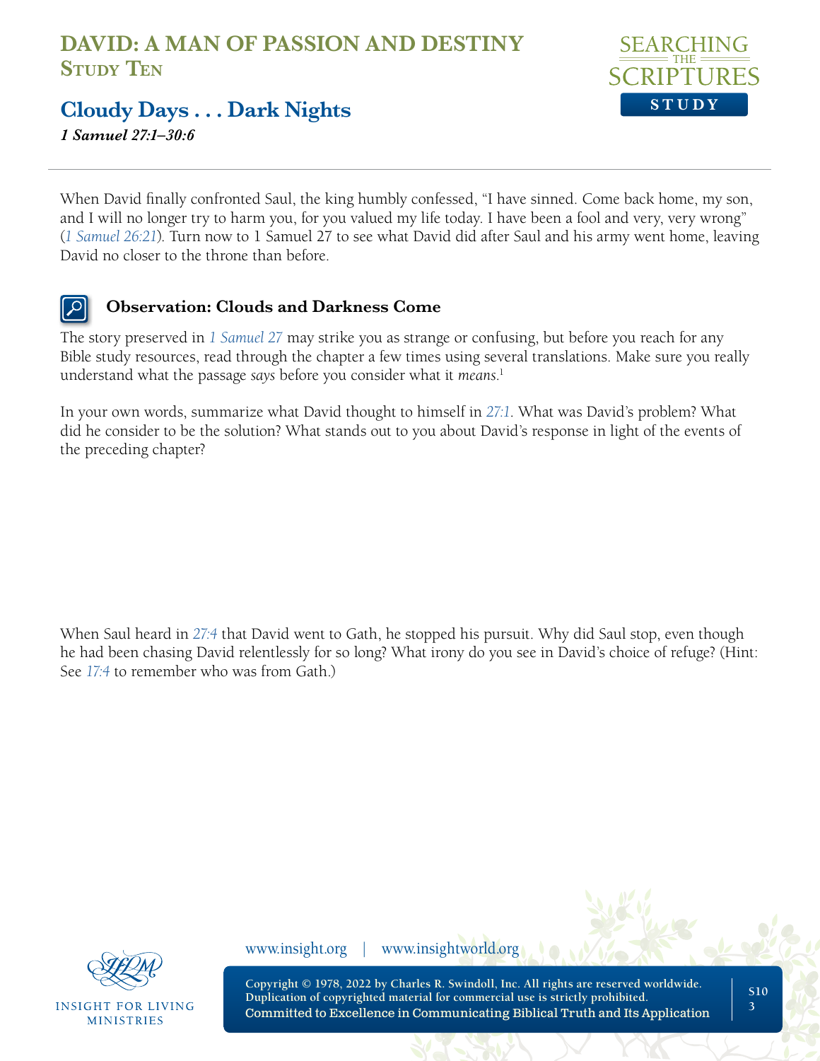# DAVID: A MAN OF PASSION AND DESTINY
## Study Ten

## Cloudy Days . . . Dark Nights
*1 Samuel 27:1–30:6*

When David finally confronted Saul, the king humbly confessed, "I have sinned. Come back home, my son, and I will no longer try to harm you, for you valued my life today. I have been a fool and very, very wrong" (*1 Samuel 26:21*). Turn now to 1 Samuel 27 to see what David did after Saul and his army went home, leaving David no closer to the throne than before.

### Observation: Clouds and Darkness Come

The story preserved in *1 Samuel 27* may strike you as strange or confusing, but before you reach for any Bible study resources, read through the chapter a few times using several translations. Make sure you really understand what the passage *says* before you consider what it *means*.[1]

In your own words, summarize what David thought to himself in *27:1*. What was David's problem? What did he consider to be the solution? What stands out to you about David's response in light of the events of the preceding chapter?

When Saul heard in *27:4* that David went to Gath, he stopped his pursuit. Why did Saul stop, even though he had been chasing David relentlessly for so long? What irony do you see in David's choice of refuge? (Hint: See *17:4* to remember who was from Gath.)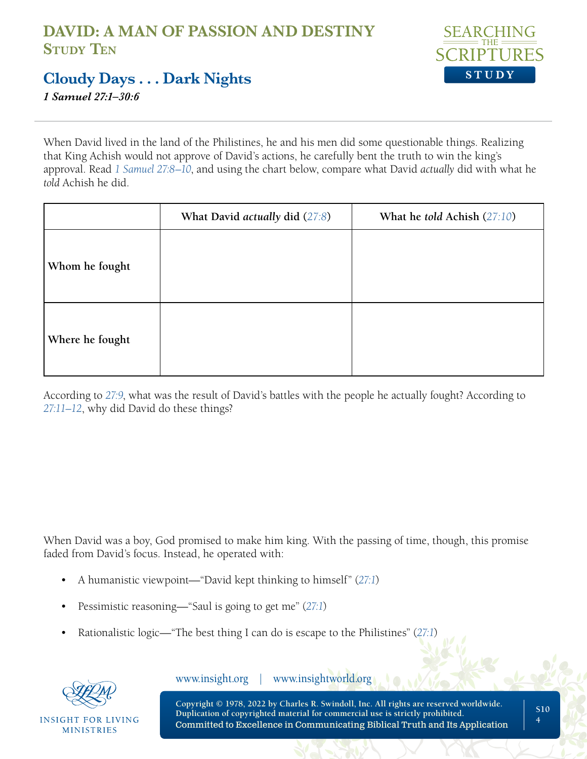# DAVID: A MAN OF PASSION AND DESTINY
## Study Ten

## Cloudy Days . . . Dark Nights
***1 Samuel 27:1–30:6***

When David lived in the land of the Philistines, he and his men did some questionable things. Realizing that King Achish would not approve of David's actions, he carefully bent the truth to win the king's approval. Read 1 Samuel 27:8–10, and using the chart below, compare what David *actually* did with what he *told* Achish he did.

| | **What David *actually* did (27:8)** | **What he *told* Achish (27:10)** |
|---|---|---|
| **Whom he fought** | | |
| **Where he fought** | | |

According to 27:9, what was the result of David's battles with the people he actually fought? According to 27:11–12, why did David do these things?

When David was a boy, God promised to make him king. With the passing of time, though, this promise faded from David's focus. Instead, he operated with:

- A humanistic viewpoint—"David kept thinking to himself" (27:1)
- Pessimistic reasoning—"Saul is going to get me" (27:1)
- Rationalistic logic—"The best thing I can do is escape to the Philistines" (27:1)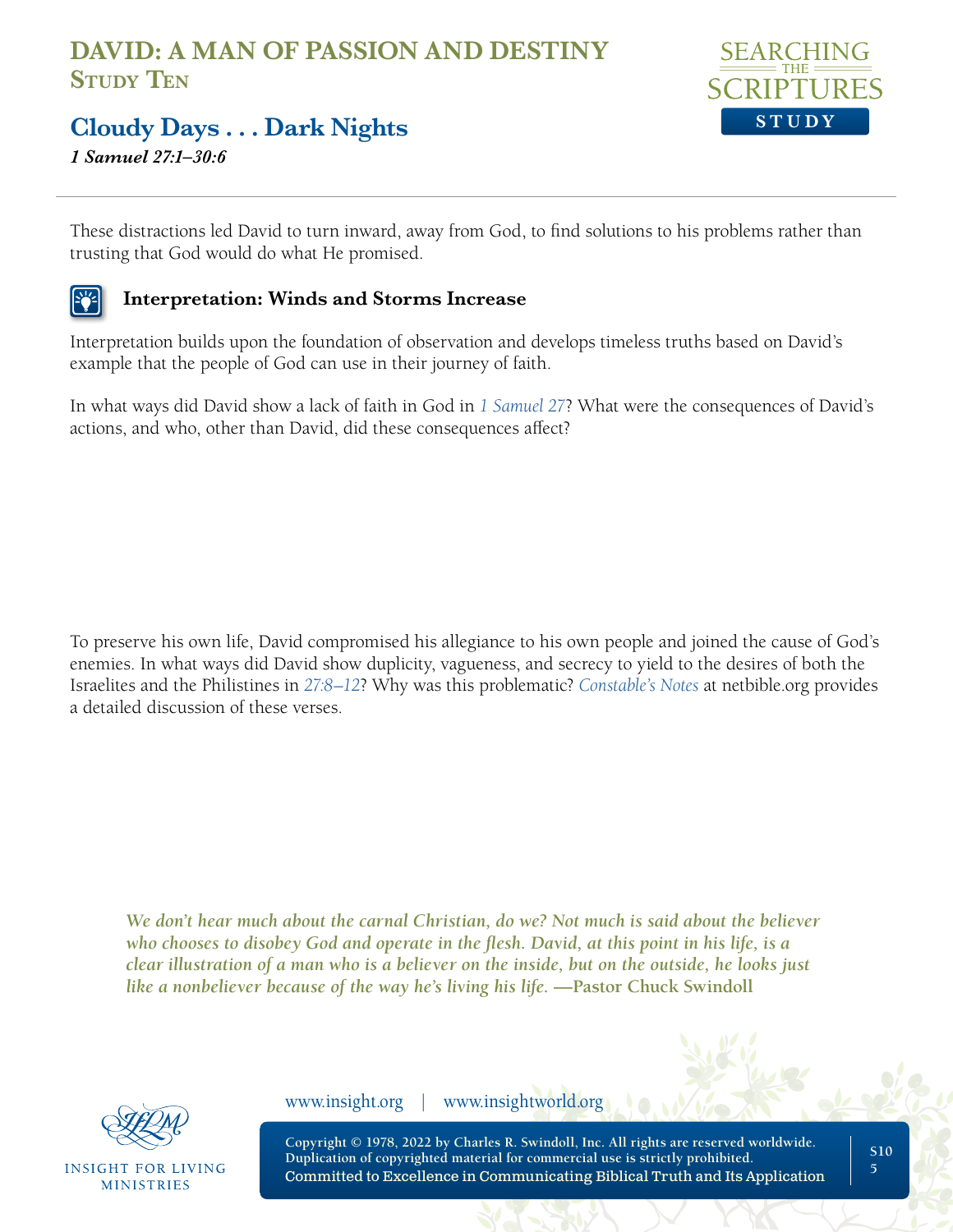These distractions led David to turn inward, away from God, to find solutions to his problems rather than trusting that God would do what He promised.

### Interpretation: Winds and Storms Increase

Interpretation builds upon the foundation of observation and develops timeless truths based on David's example that the people of God can use in their journey of faith.

In what ways did David show a lack of faith in God in 1 Samuel 27? What were the consequences of David's actions, and who, other than David, did these consequences affect?

To preserve his own life, David compromised his allegiance to his own people and joined the cause of God's enemies. In what ways did David show duplicity, vagueness, and secrecy to yield to the desires of both the Israelites and the Philistines in 27:8–12? Why was this problematic? *Constable's Notes* at netbible.org provides a detailed discussion of these verses.

> *We don't hear much about the carnal Christian, do we? Not much is said about the believer who chooses to disobey God and operate in the flesh. David, at this point in his life, is a clear illustration of a man who is a believer on the inside, but on the outside, he looks just like a nonbeliever because of the way he's living his life.* **—Pastor Chuck Swindoll**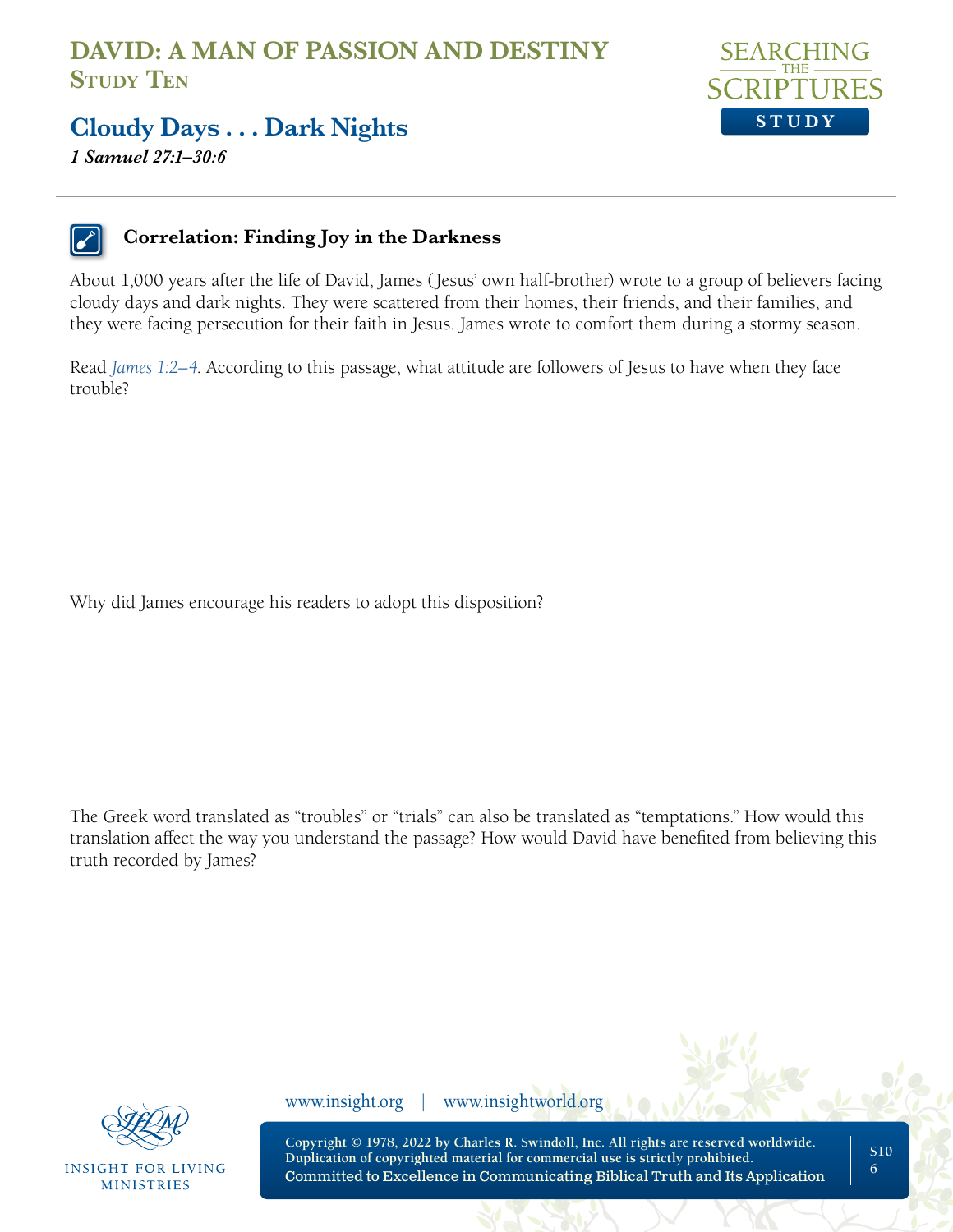### Correlation: Finding Joy in the Darkness

About 1,000 years after the life of David, James (Jesus' own half-brother) wrote to a group of believers facing cloudy days and dark nights. They were scattered from their homes, their friends, and their families, and they were facing persecution for their faith in Jesus. James wrote to comfort them during a stormy season.

Read *James 1:2–4*. According to this passage, what attitude are followers of Jesus to have when they face trouble?

Why did James encourage his readers to adopt this disposition?

The Greek word translated as "troubles" or "trials" can also be translated as "temptations." How would this translation affect the way you understand the passage? How would David have benefited from believing this truth recorded by James?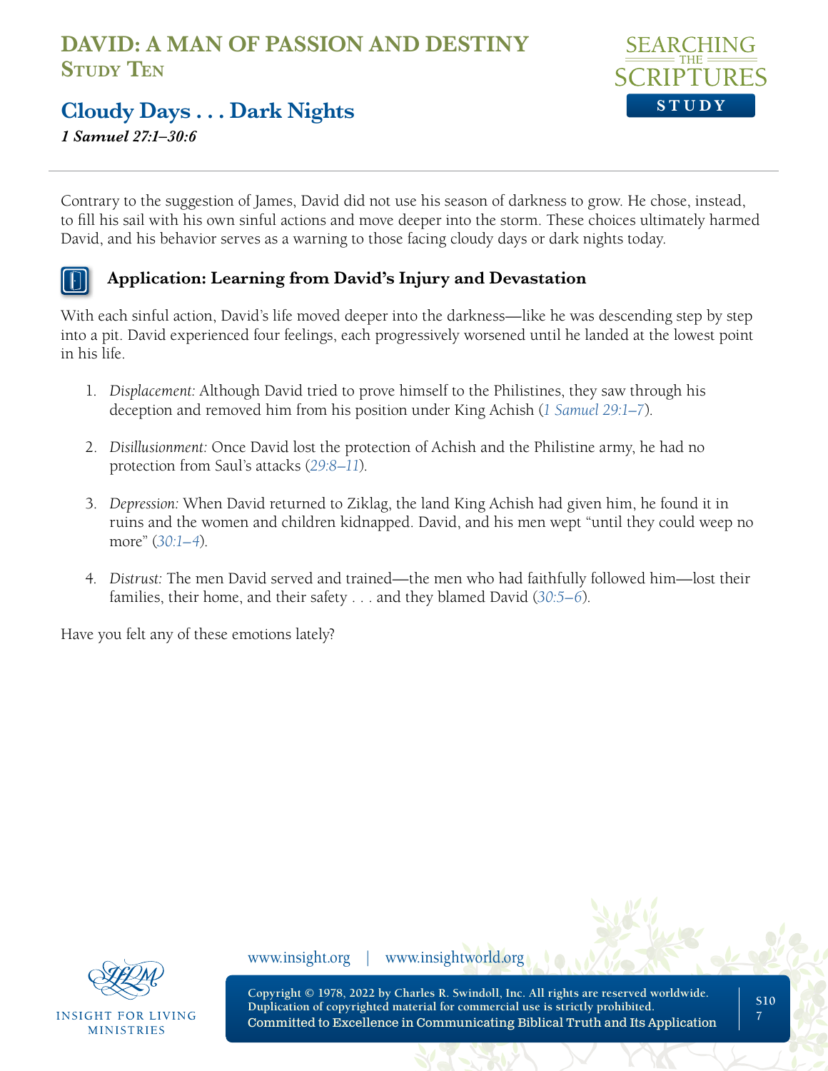Contrary to the suggestion of James, David did not use his season of darkness to grow. He chose, instead, to fill his sail with his own sinful actions and move deeper into the storm. These choices ultimately harmed David, and his behavior serves as a warning to those facing cloudy days or dark nights today.

### Application: Learning from David's Injury and Devastation

With each sinful action, David's life moved deeper into the darkness—like he was descending step by step into a pit. David experienced four feelings, each progressively worsened until he landed at the lowest point in his life.

1. *Displacement:* Although David tried to prove himself to the Philistines, they saw through his deception and removed him from his position under King Achish (*1 Samuel 29:1–7*).

2. *Disillusionment:* Once David lost the protection of Achish and the Philistine army, he had no protection from Saul's attacks (*29:8–11*).

3. *Depression:* When David returned to Ziklag, the land King Achish had given him, he found it in ruins and the women and children kidnapped. David, and his men wept "until they could weep no more" (*30:1–4*).

4. *Distrust:* The men David served and trained—the men who had faithfully followed him—lost their families, their home, and their safety . . . and they blamed David (*30:5–6*).

Have you felt any of these emotions lately?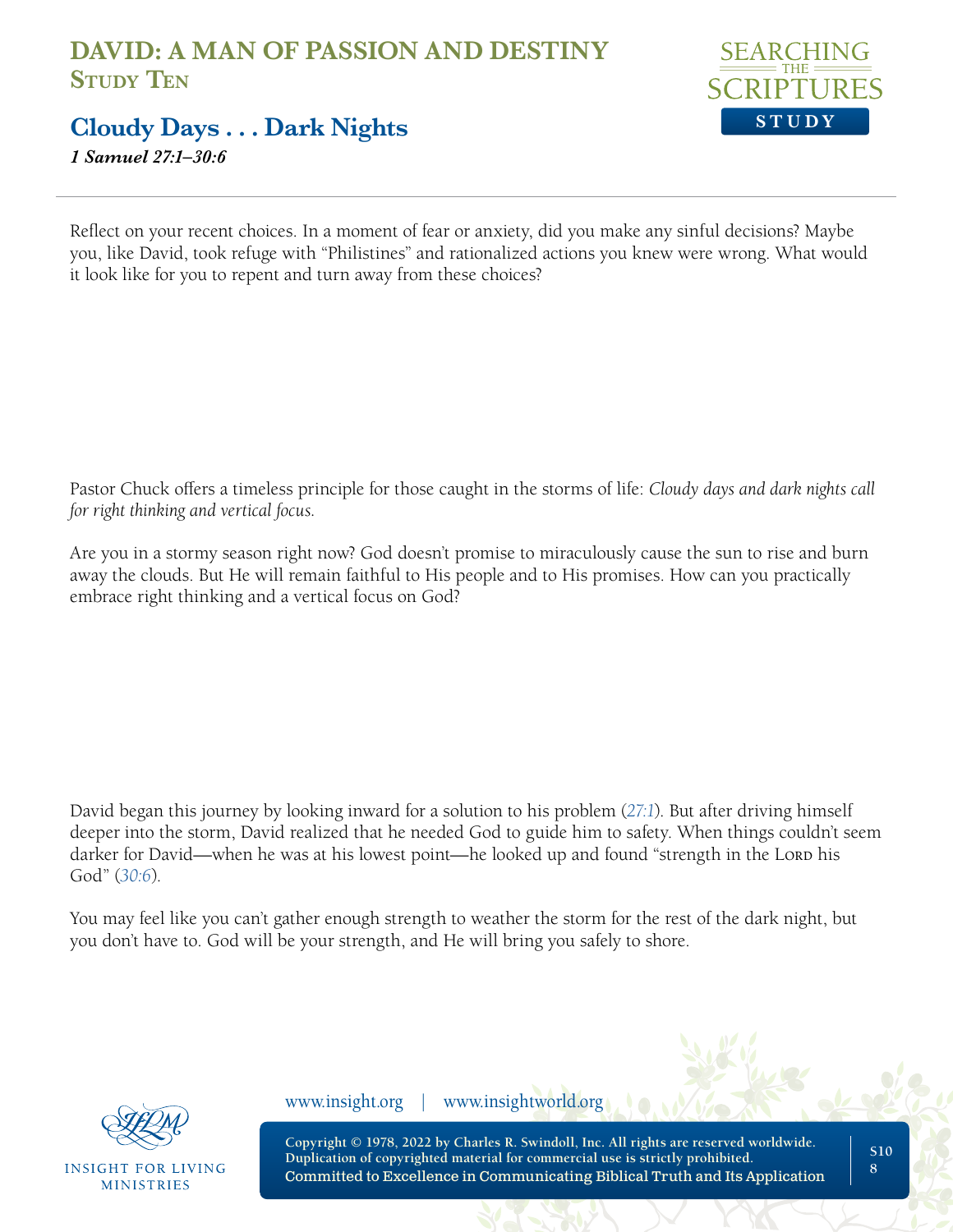# DAVID: A MAN OF PASSION AND DESTINY
## Study Ten

## Cloudy Days . . . Dark Nights
*1 Samuel 27:1–30:6*

Reflect on your recent choices. In a moment of fear or anxiety, did you make any sinful decisions? Maybe you, like David, took refuge with "Philistines" and rationalized actions you knew were wrong. What would it look like for you to repent and turn away from these choices?

Pastor Chuck offers a timeless principle for those caught in the storms of life: *Cloudy days and dark nights call for right thinking and vertical focus.*

Are you in a stormy season right now? God doesn't promise to miraculously cause the sun to rise and burn away the clouds. But He will remain faithful to His people and to His promises. How can you practically embrace right thinking and a vertical focus on God?

David began this journey by looking inward for a solution to his problem (27:1). But after driving himself deeper into the storm, David realized that he needed God to guide him to safety. When things couldn't seem darker for David—when he was at his lowest point—he looked up and found "strength in the Lord his God" (30:6).

You may feel like you can't gather enough strength to weather the storm for the rest of the dark night, but you don't have to. God will be your strength, and He will bring you safely to shore.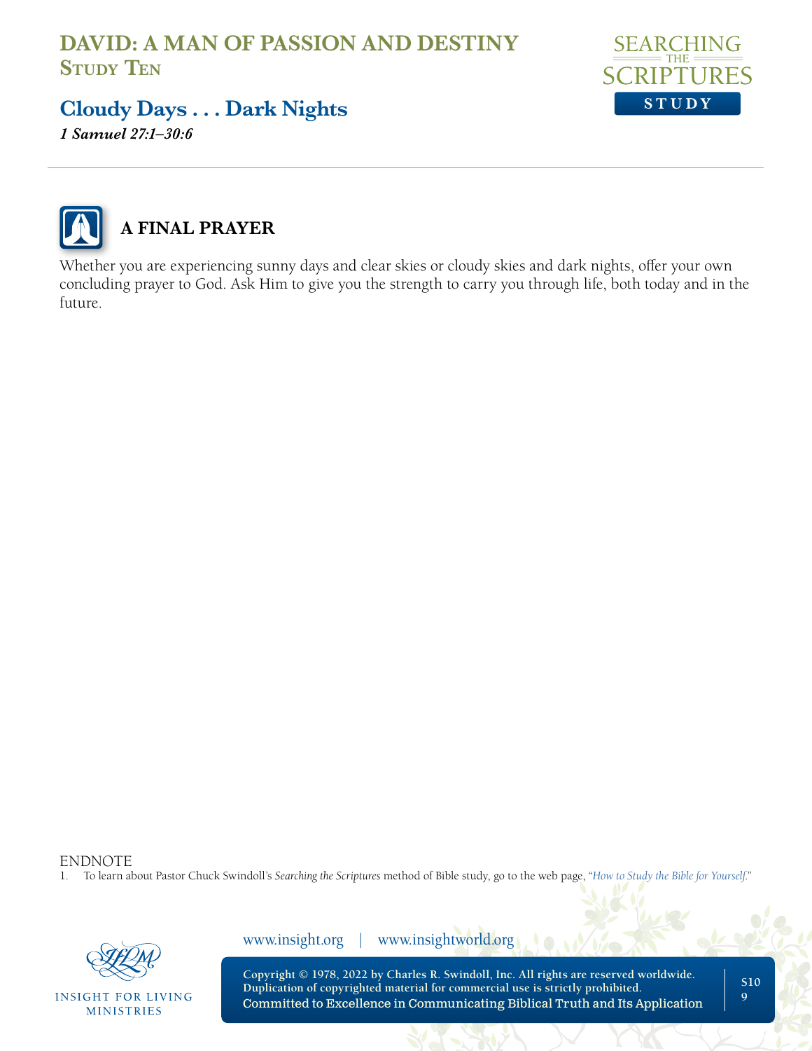## A FINAL PRAYER

Whether you are experiencing sunny days and clear skies or cloudy skies and dark nights, offer your own concluding prayer to God. Ask Him to give you the strength to carry you through life, both today and in the future.

ENDNOTE

1. To learn about Pastor Chuck Swindoll's *Searching the Scriptures* method of Bible study, go to the web page, "*How to Study the Bible for Yourself*."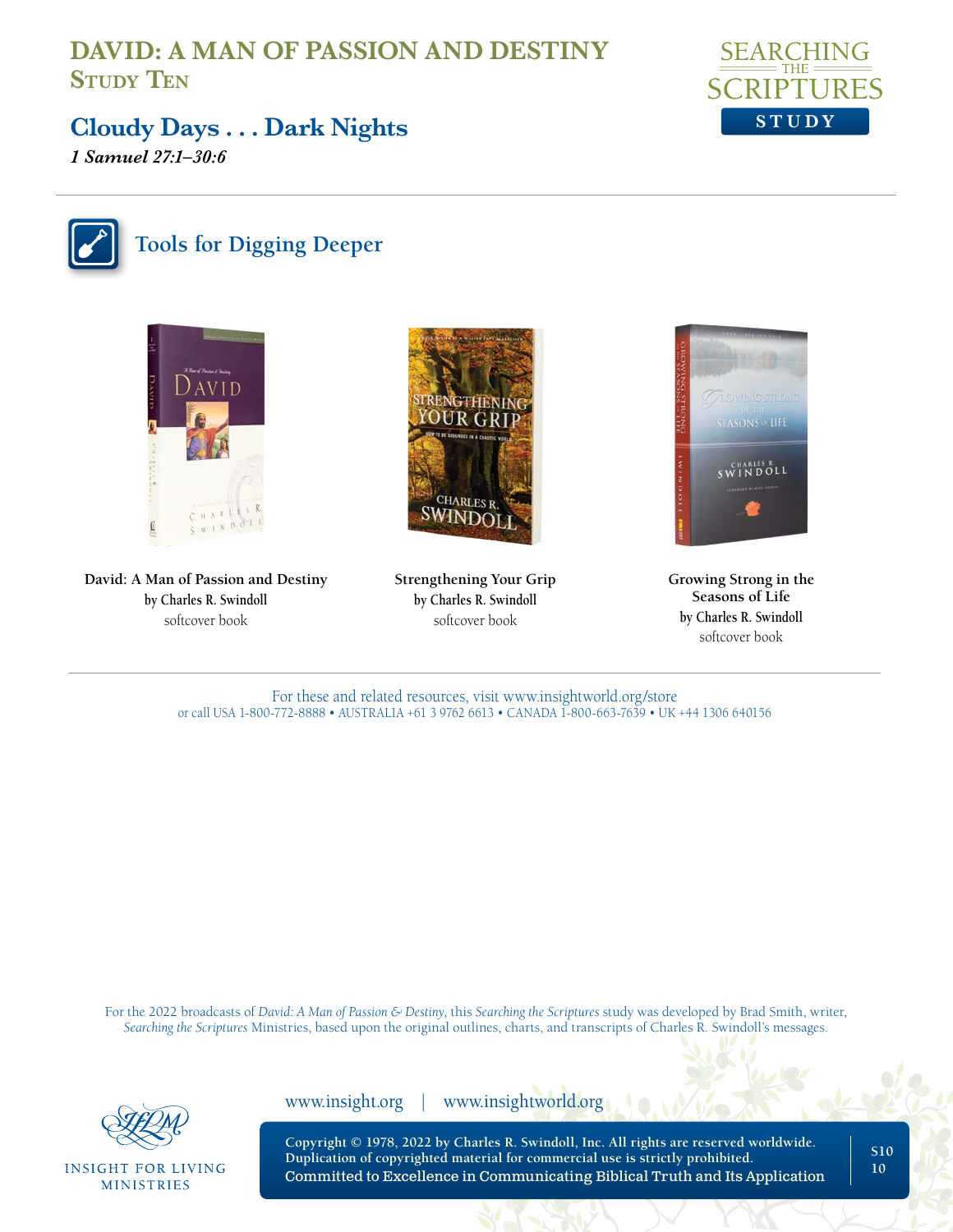# DAVID: A MAN OF PASSION AND DESTINY
## Study Ten

## Cloudy Days . . . Dark Nights

*1 Samuel 27:1–30:6*

### Tools for Digging Deeper

**David: A Man of Passion and Destiny**
by Charles R. Swindoll
softcover book

**Strengthening Your Grip**
by Charles R. Swindoll
softcover book

**Growing Strong in the Seasons of Life**
by Charles R. Swindoll
softcover book

For these and related resources, visit www.insightworld.org/store
or call USA 1-800-772-8888 • AUSTRALIA +61 3 9762 6613 • CANADA 1-800-663-7639 • UK +44 1306 640156

For the 2022 broadcasts of *David: A Man of Passion & Destiny*, this *Searching the Scriptures* study was developed by Brad Smith, writer, *Searching the Scriptures* Ministries, based upon the original outlines, charts, and transcripts of Charles R. Swindoll's messages.

www.insight.org | www.insightworld.org

Copyright © 1978, 2022 by Charles R. Swindoll, Inc. All rights are reserved worldwide. Duplication of copyrighted material for commercial use is strictly prohibited.
Committed to Excellence in Communicating Biblical Truth and Its Application